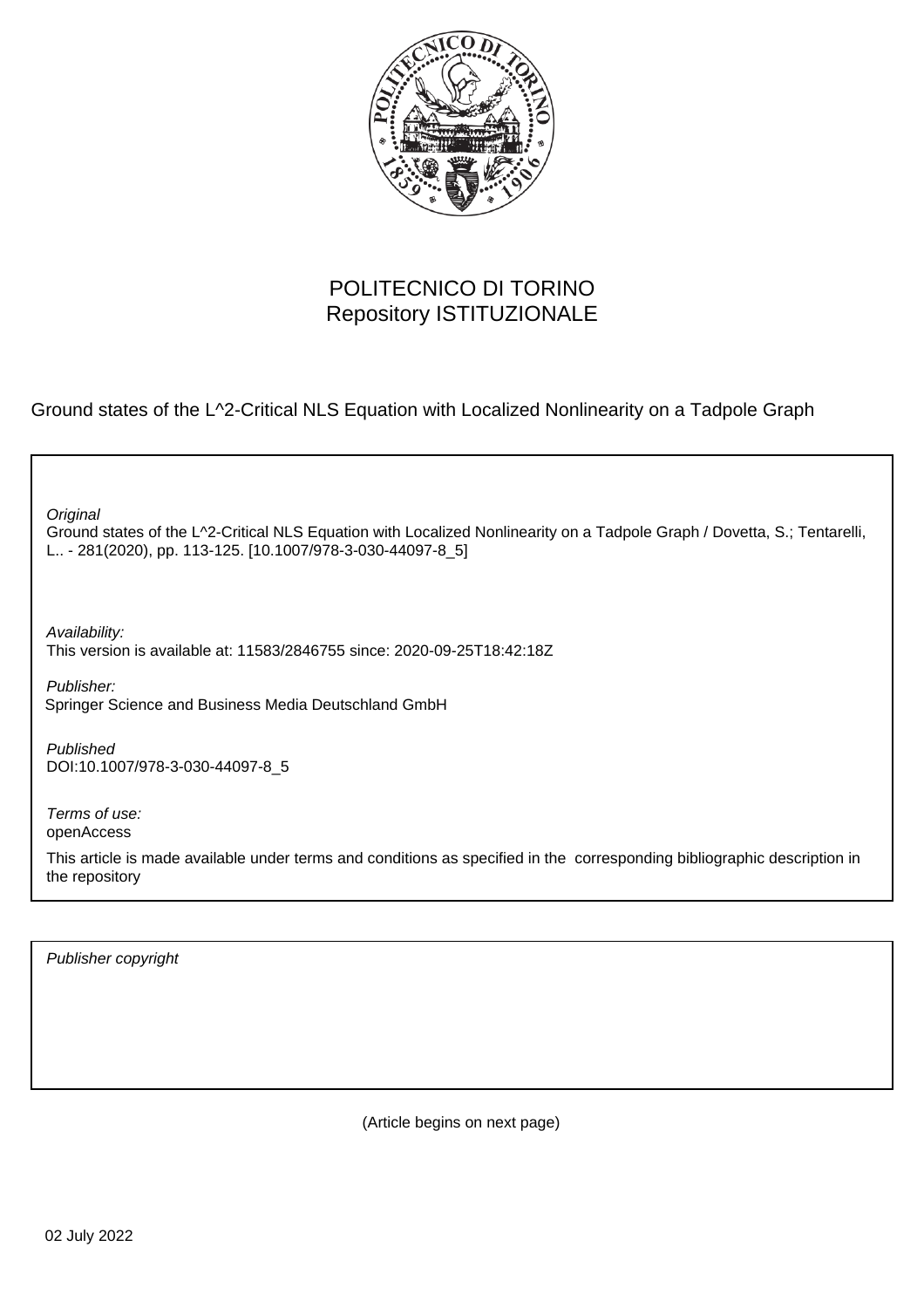POLITECNICO DI TORINO
Repository ISTITUZIONALE

Ground states of the L^2-Critical NLS Equation with Localized Nonlinearity on a Tadpole Graph

*Original*

Ground states of the L^2-Critical NLS Equation with Localized Nonlinearity on a Tadpole Graph / Dovetta, S.; Tentarelli, L.. - 281(2020), pp. 113-125. [10.1007/978-3-030-44097-8_5]

*Availability:*

This version is available at: 11583/2846755 since: 2020-09-25T18:42:18Z

*Publisher:*

Springer Science and Business Media Deutschland GmbH

*Published*

DOI:10.1007/978-3-030-44097-8_5

*Terms of use:*

openAccess

This article is made available under terms and conditions as specified in the corresponding bibliographic description in the repository

*Publisher copyright*

(Article begins on next page)

02 July 2022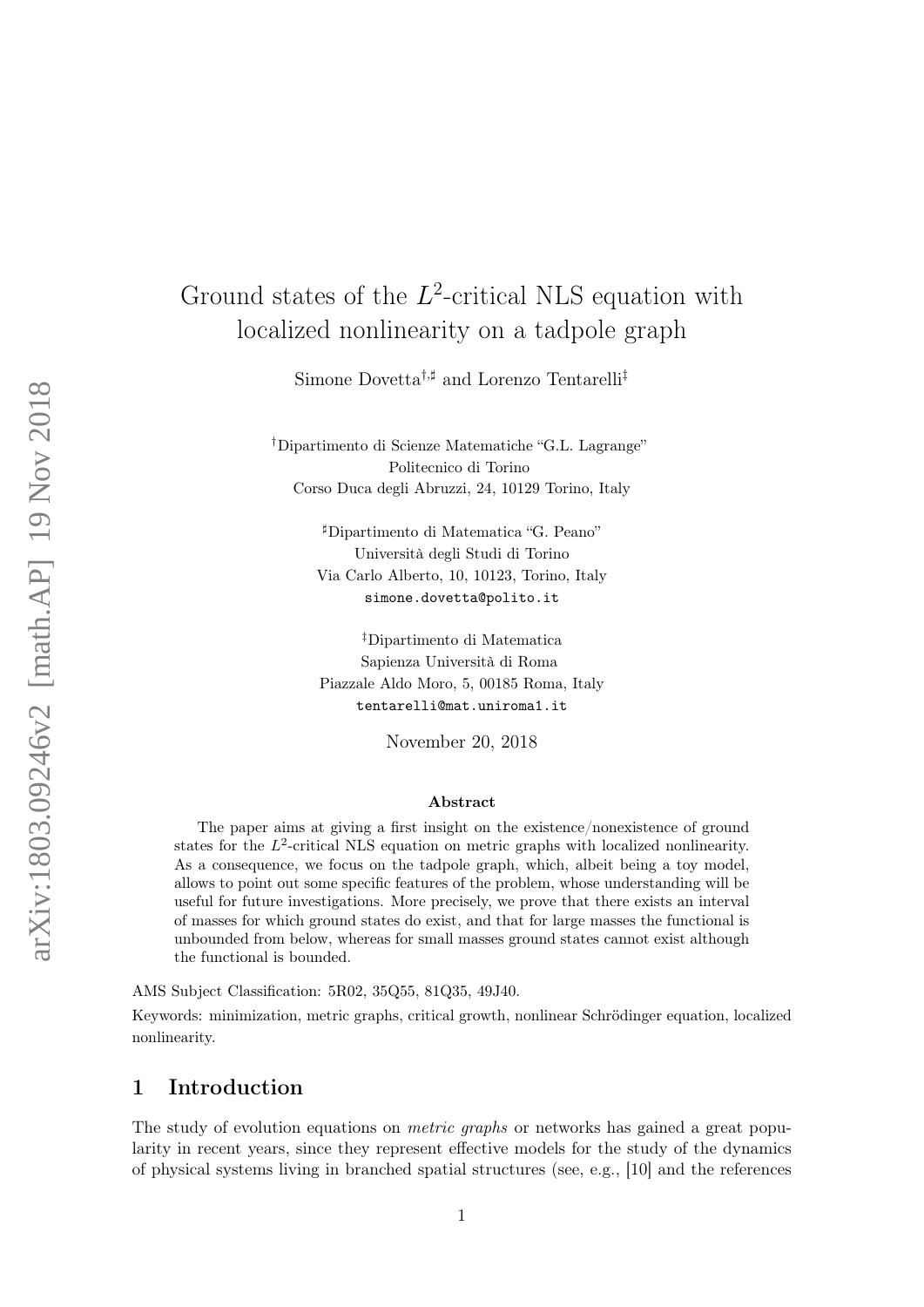# Ground states of the $L^2$-critical NLS equation with localized nonlinearity on a tadpole graph

Simone Dovetta[†,♯] and Lorenzo Tentarelli[‡]

[†]Dipartimento di Scienze Matematiche "G.L. Lagrange"
Politecnico di Torino
Corso Duca degli Abruzzi, 24, 10129 Torino, Italy

[♯]Dipartimento di Matematica "G. Peano"
Università degli Studi di Torino
Via Carlo Alberto, 10, 10123, Torino, Italy
simone.dovetta@polito.it

[‡]Dipartimento di Matematica
Sapienza Università di Roma
Piazzale Aldo Moro, 5, 00185 Roma, Italy
tentarelli@mat.uniroma1.it

November 20, 2018

**Abstract**

The paper aims at giving a first insight on the existence/nonexistence of ground states for the $L^2$-critical NLS equation on metric graphs with localized nonlinearity. As a consequence, we focus on the tadpole graph, which, albeit being a toy model, allows to point out some specific features of the problem, whose understanding will be useful for future investigations. More precisely, we prove that there exists an interval of masses for which ground states do exist, and that for large masses the functional is unbounded from below, whereas for small masses ground states cannot exist although the functional is bounded.

AMS Subject Classification: 5R02, 35Q55, 81Q35, 49J40.

Keywords: minimization, metric graphs, critical growth, nonlinear Schrödinger equation, localized nonlinearity.

## 1 Introduction

The study of evolution equations on *metric graphs* or networks has gained a great popularity in recent years, since they represent effective models for the study of the dynamics of physical systems living in branched spatial structures (see, e.g., [10] and the references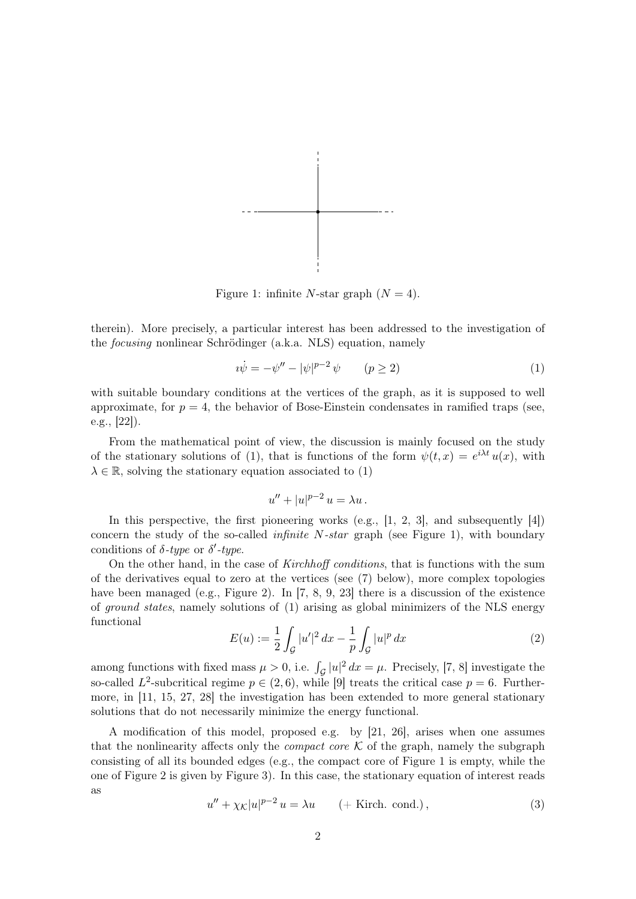Figure 1: infinite $N$-star graph ($N = 4$).

therein). More precisely, a particular interest has been addressed to the investigation of the *focusing* nonlinear Schrödinger (a.k.a. NLS) equation, namely

$$\imath\dot{\psi} = -\psi'' - |\psi|^{p-2}\,\psi \qquad (p \geq 2) \tag{1}$$

with suitable boundary conditions at the vertices of the graph, as it is supposed to well approximate, for $p = 4$, the behavior of Bose-Einstein condensates in ramified traps (see, e.g., [22]).

From the mathematical point of view, the discussion is mainly focused on the study of the stationary solutions of (1), that is functions of the form $\psi(t, x) = e^{i\lambda t}\,u(x)$, with $\lambda \in \mathbb{R}$, solving the stationary equation associated to (1)

$$u'' + |u|^{p-2}\,u = \lambda u\,.$$

In this perspective, the first pioneering works (e.g., [1, 2, 3], and subsequently [4]) concern the study of the so-called *infinite N-star* graph (see Figure 1), with boundary conditions of $\delta$*-type* or $\delta'$*-type*.

On the other hand, in the case of *Kirchhoff conditions*, that is functions with the sum of the derivatives equal to zero at the vertices (see (7) below), more complex topologies have been managed (e.g., Figure 2). In [7, 8, 9, 23] there is a discussion of the existence of *ground states*, namely solutions of (1) arising as global minimizers of the NLS energy functional

$$E(u) := \frac{1}{2}\int_{\mathcal{G}} |u'|^2\,dx - \frac{1}{p}\int_{\mathcal{G}} |u|^p\,dx \tag{2}$$

among functions with fixed mass $\mu > 0$, i.e. $\int_{\mathcal{G}} |u|^2\,dx = \mu$. Precisely, [7, 8] investigate the so-called $L^2$-subcritical regime $p \in (2, 6)$, while [9] treats the critical case $p = 6$. Furthermore, in [11, 15, 27, 28] the investigation has been extended to more general stationary solutions that do not necessarily minimize the energy functional.

A modification of this model, proposed e.g. by [21, 26], arises when one assumes that the nonlinearity affects only the *compact core* $\mathcal{K}$ of the graph, namely the subgraph consisting of all its bounded edges (e.g., the compact core of Figure 1 is empty, while the one of Figure 2 is given by Figure 3). In this case, the stationary equation of interest reads as

$$u'' + \chi_{\mathcal{K}}|u|^{p-2}\,u = \lambda u \qquad (+\text{ Kirch. cond.})\,, \tag{3}$$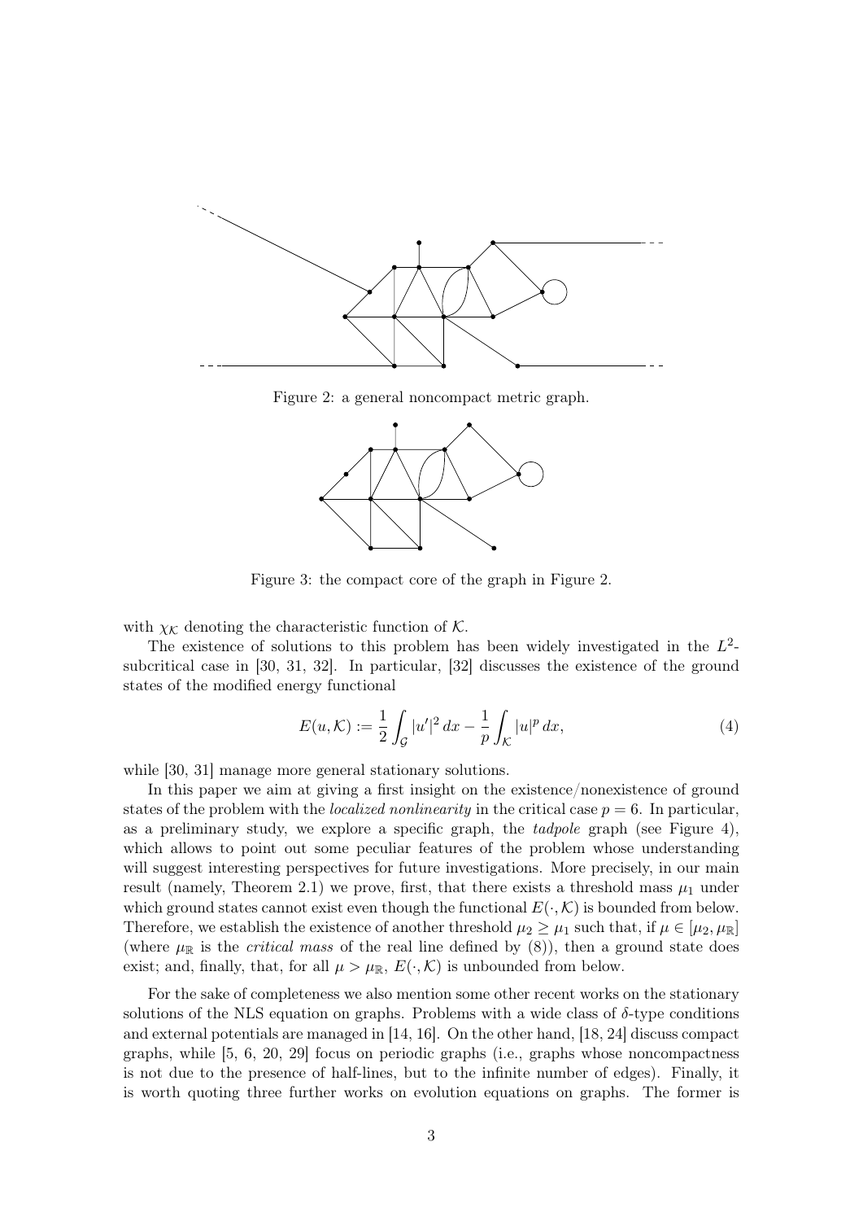Figure 2: a general noncompact metric graph.

Figure 3: the compact core of the graph in Figure 2.

with $\chi_{\mathcal{K}}$ denoting the characteristic function of $\mathcal{K}$.

The existence of solutions to this problem has been widely investigated in the $L^2$-subcritical case in [30, 31, 32]. In particular, [32] discusses the existence of the ground states of the modified energy functional

$$E(u, \mathcal{K}) := \frac{1}{2}\int_{\mathcal{G}} |u'|^2\,dx - \frac{1}{p}\int_{\mathcal{K}} |u|^p\,dx, \tag{4}$$

while [30, 31] manage more general stationary solutions.

In this paper we aim at giving a first insight on the existence/nonexistence of ground states of the problem with the *localized nonlinearity* in the critical case $p = 6$. In particular, as a preliminary study, we explore a specific graph, the *tadpole* graph (see Figure 4), which allows to point out some peculiar features of the problem whose understanding will suggest interesting perspectives for future investigations. More precisely, in our main result (namely, Theorem 2.1) we prove, first, that there exists a threshold mass $\mu_1$ under which ground states cannot exist even though the functional $E(\cdot, \mathcal{K})$ is bounded from below. Therefore, we establish the existence of another threshold $\mu_2 \geq \mu_1$ such that, if $\mu \in [\mu_2, \mu_{\mathbb{R}}]$ (where $\mu_{\mathbb{R}}$ is the *critical mass* of the real line defined by (8)), then a ground state does exist; and, finally, that, for all $\mu > \mu_{\mathbb{R}}$, $E(\cdot, \mathcal{K})$ is unbounded from below.

For the sake of completeness we also mention some other recent works on the stationary solutions of the NLS equation on graphs. Problems with a wide class of $\delta$-type conditions and external potentials are managed in [14, 16]. On the other hand, [18, 24] discuss compact graphs, while [5, 6, 20, 29] focus on periodic graphs (i.e., graphs whose noncompactness is not due to the presence of half-lines, but to the infinite number of edges). Finally, it is worth quoting three further works on evolution equations on graphs. The former is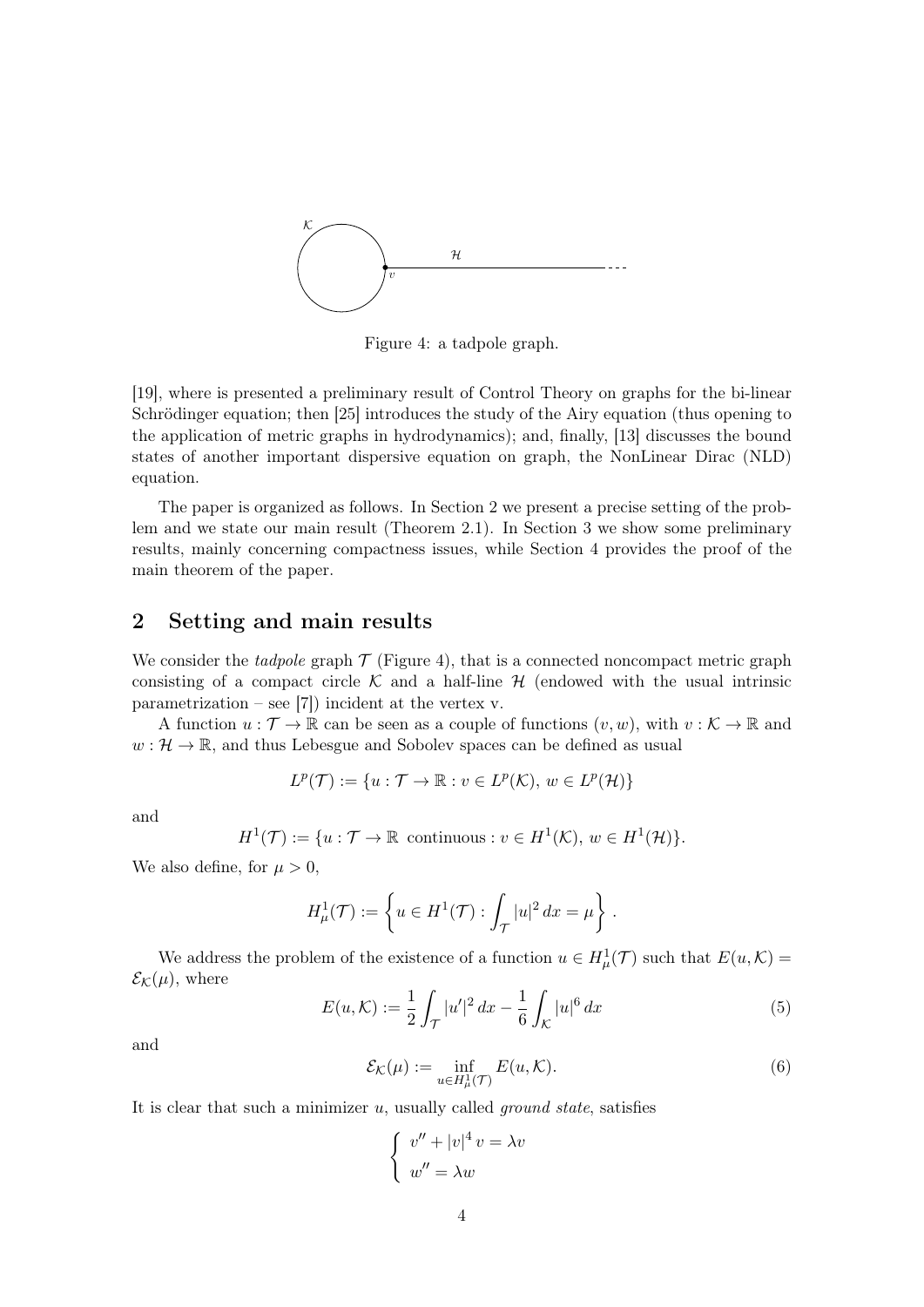Figure 4: a tadpole graph.

[19], where is presented a preliminary result of Control Theory on graphs for the bi-linear Schrödinger equation; then [25] introduces the study of the Airy equation (thus opening to the application of metric graphs in hydrodynamics); and, finally, [13] discusses the bound states of another important dispersive equation on graph, the NonLinear Dirac (NLD) equation.

The paper is organized as follows. In Section 2 we present a precise setting of the problem and we state our main result (Theorem 2.1). In Section 3 we show some preliminary results, mainly concerning compactness issues, while Section 4 provides the proof of the main theorem of the paper.

## 2 Setting and main results

We consider the *tadpole* graph $\mathcal{T}$ (Figure 4), that is a connected noncompact metric graph consisting of a compact circle $\mathcal{K}$ and a half-line $\mathcal{H}$ (endowed with the usual intrinsic parametrization – see [7]) incident at the vertex v.

A function $u : \mathcal{T} \to \mathbb{R}$ can be seen as a couple of functions $(v, w)$, with $v : \mathcal{K} \to \mathbb{R}$ and $w : \mathcal{H} \to \mathbb{R}$, and thus Lebesgue and Sobolev spaces can be defined as usual

$$L^p(\mathcal{T}) := \{u : \mathcal{T} \to \mathbb{R} : v \in L^p(\mathcal{K}),\ w \in L^p(\mathcal{H})\}$$

and

$$H^1(\mathcal{T}) := \{u : \mathcal{T} \to \mathbb{R} \text{ continuous} : v \in H^1(\mathcal{K}),\ w \in H^1(\mathcal{H})\}.$$

We also define, for $\mu > 0$,

$$H^1_\mu(\mathcal{T}) := \left\{ u \in H^1(\mathcal{T}) : \int_{\mathcal{T}} |u|^2\, dx = \mu \right\}.$$

We address the problem of the existence of a function $u \in H^1_\mu(\mathcal{T})$ such that $E(u, \mathcal{K}) = \mathcal{E}_{\mathcal{K}}(\mu)$, where

$$E(u, \mathcal{K}) := \frac{1}{2} \int_{\mathcal{T}} |u'|^2\, dx - \frac{1}{6} \int_{\mathcal{K}} |u|^6\, dx \tag{5}$$

and

$$\mathcal{E}_{\mathcal{K}}(\mu) := \inf_{u \in H^1_\mu(\mathcal{T})} E(u, \mathcal{K}). \tag{6}$$

It is clear that such a minimizer $u$, usually called *ground state*, satisfies

$$\begin{cases} v'' + |v|^4\, v = \lambda v \\ w'' = \lambda w \end{cases}$$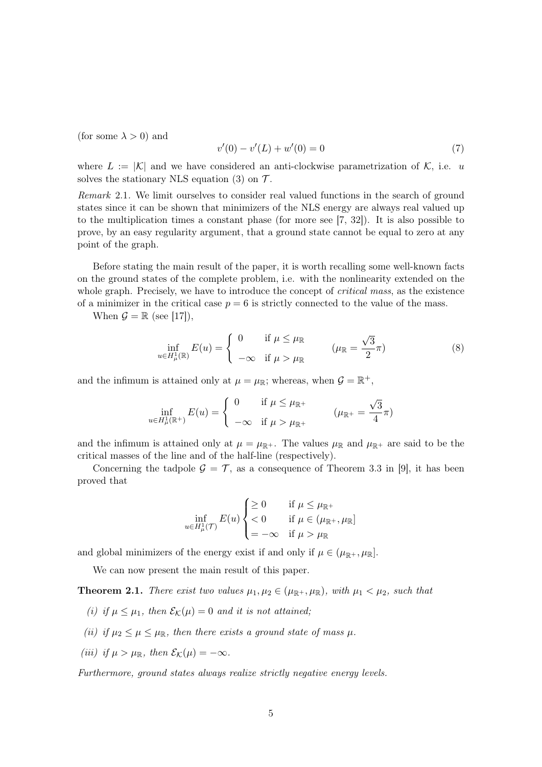(for some $\lambda > 0$) and

$$v'(0) - v'(L) + w'(0) = 0 \tag{7}$$

where $L := |\mathcal{K}|$ and we have considered an anti-clockwise parametrization of $\mathcal{K}$, i.e. $u$ solves the stationary NLS equation (3) on $\mathcal{T}$.

*Remark* 2.1. We limit ourselves to consider real valued functions in the search of ground states since it can be shown that minimizers of the NLS energy are always real valued up to the multiplication times a constant phase (for more see [7, 32]). It is also possible to prove, by an easy regularity argument, that a ground state cannot be equal to zero at any point of the graph.

Before stating the main result of the paper, it is worth recalling some well-known facts on the ground states of the complete problem, i.e. with the nonlinearity extended on the whole graph. Precisely, we have to introduce the concept of *critical mass*, as the existence of a minimizer in the critical case $p = 6$ is strictly connected to the value of the mass.

When $\mathcal{G} = \mathbb{R}$ (see [17]),

$$\inf_{u \in H^1_\mu(\mathbb{R})} E(u) = \begin{cases} 0 & \text{if } \mu \leq \mu_{\mathbb{R}} \\ -\infty & \text{if } \mu > \mu_{\mathbb{R}} \end{cases} \qquad (\mu_{\mathbb{R}} = \frac{\sqrt{3}}{2}\pi) \tag{8}$$

and the infimum is attained only at $\mu = \mu_{\mathbb{R}}$; whereas, when $\mathcal{G} = \mathbb{R}^+$,

$$\inf_{u \in H^1_\mu(\mathbb{R}^+)} E(u) = \begin{cases} 0 & \text{if } \mu \leq \mu_{\mathbb{R}^+} \\ -\infty & \text{if } \mu > \mu_{\mathbb{R}^+} \end{cases} \qquad (\mu_{\mathbb{R}^+} = \frac{\sqrt{3}}{4}\pi)$$

and the infimum is attained only at $\mu = \mu_{\mathbb{R}^+}$. The values $\mu_{\mathbb{R}}$ and $\mu_{\mathbb{R}^+}$ are said to be the critical masses of the line and of the half-line (respectively).

Concerning the tadpole $\mathcal{G} = \mathcal{T}$, as a consequence of Theorem 3.3 in [9], it has been proved that

$$\inf_{u \in H^1_\mu(\mathcal{T})} E(u) \begin{cases} \geq 0 & \text{if } \mu \leq \mu_{\mathbb{R}^+} \\ < 0 & \text{if } \mu \in (\mu_{\mathbb{R}^+}, \mu_{\mathbb{R}}] \\ = -\infty & \text{if } \mu > \mu_{\mathbb{R}} \end{cases}$$

and global minimizers of the energy exist if and only if $\mu \in (\mu_{\mathbb{R}^+}, \mu_{\mathbb{R}}]$.

We can now present the main result of this paper.

**Theorem 2.1.** *There exist two values $\mu_1, \mu_2 \in (\mu_{\mathbb{R}^+}, \mu_{\mathbb{R}})$, with $\mu_1 < \mu_2$, such that*

*(i) if $\mu \leq \mu_1$, then $\mathcal{E}_{\mathcal{K}}(\mu) = 0$ and it is not attained;*

*(ii) if $\mu_2 \leq \mu \leq \mu_{\mathbb{R}}$, then there exists a ground state of mass $\mu$.*

*(iii) if $\mu > \mu_{\mathbb{R}}$, then $\mathcal{E}_{\mathcal{K}}(\mu) = -\infty$.*

*Furthermore, ground states always realize strictly negative energy levels.*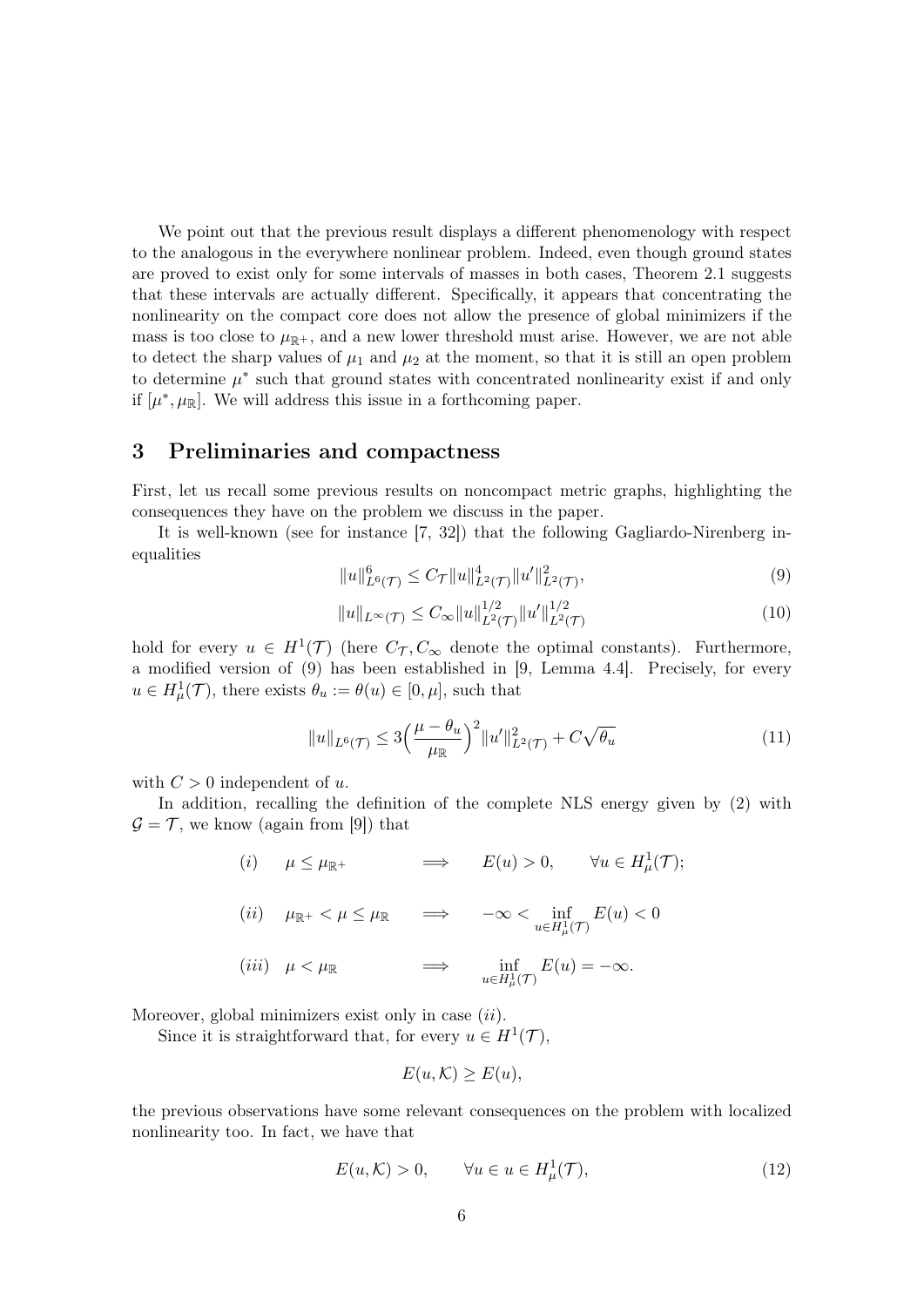We point out that the previous result displays a different phenomenology with respect to the analogous in the everywhere nonlinear problem. Indeed, even though ground states are proved to exist only for some intervals of masses in both cases, Theorem 2.1 suggests that these intervals are actually different. Specifically, it appears that concentrating the nonlinearity on the compact core does not allow the presence of global minimizers if the mass is too close to $\mu_{\mathbb{R}^+}$, and a new lower threshold must arise. However, we are not able to detect the sharp values of $\mu_1$ and $\mu_2$ at the moment, so that it is still an open problem to determine $\mu^*$ such that ground states with concentrated nonlinearity exist if and only if $[\mu^*, \mu_{\mathbb{R}}]$. We will address this issue in a forthcoming paper.

## 3 Preliminaries and compactness

First, let us recall some previous results on noncompact metric graphs, highlighting the consequences they have on the problem we discuss in the paper.

It is well-known (see for instance [7, 32]) that the following Gagliardo-Nirenberg inequalities

$$\|u\|_{L^6(\mathcal{T})}^6 \le C_{\mathcal{T}} \|u\|_{L^2(\mathcal{T})}^4 \|u'\|_{L^2(\mathcal{T})}^2, \tag{9}$$

$$\|u\|_{L^\infty(\mathcal{T})} \le C_\infty \|u\|_{L^2(\mathcal{T})}^{1/2} \|u'\|_{L^2(\mathcal{T})}^{1/2} \tag{10}$$

hold for every $u \in H^1(\mathcal{T})$ (here $C_{\mathcal{T}}, C_\infty$ denote the optimal constants). Furthermore, a modified version of (9) has been established in [9, Lemma 4.4]. Precisely, for every $u \in H^1_\mu(\mathcal{T})$, there exists $\theta_u := \theta(u) \in [0, \mu]$, such that

$$\|u\|_{L^6(\mathcal{T})} \le 3\Big(\frac{\mu - \theta_u}{\mu_{\mathbb{R}}}\Big)^2 \|u'\|_{L^2(\mathcal{T})}^2 + C\sqrt{\theta_u} \tag{11}$$

with $C > 0$ independent of $u$.

In addition, recalling the definition of the complete NLS energy given by (2) with $\mathcal{G} = \mathcal{T}$, we know (again from [9]) that

$$(i) \quad \mu \le \mu_{\mathbb{R}^+} \qquad \Longrightarrow \qquad E(u) > 0, \qquad \forall u \in H^1_\mu(\mathcal{T});$$

$$(ii) \quad \mu_{\mathbb{R}^+} < \mu \le \mu_{\mathbb{R}} \quad \Longrightarrow \quad -\infty < \inf_{u \in H^1_\mu(\mathcal{T})} E(u) < 0$$

$$(iii) \quad \mu < \mu_{\mathbb{R}} \qquad \Longrightarrow \qquad \inf_{u \in H^1_\mu(\mathcal{T})} E(u) = -\infty.$$

Moreover, global minimizers exist only in case $(ii)$.

Since it is straightforward that, for every $u \in H^1(\mathcal{T})$,

$$E(u, \mathcal{K}) \ge E(u),$$

the previous observations have some relevant consequences on the problem with localized nonlinearity too. In fact, we have that

$$E(u, \mathcal{K}) > 0, \qquad \forall u \in u \in H^1_\mu(\mathcal{T}), \tag{12}$$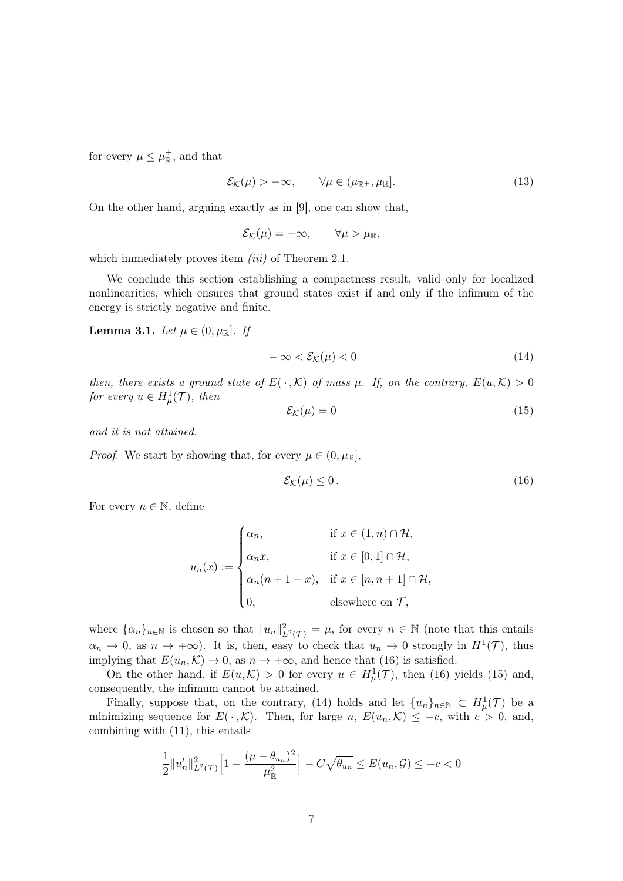for every $\mu \leq \mu_{\mathbb{R}}^{+}$, and that

$$\mathcal{E}_{\mathcal{K}}(\mu) > -\infty, \qquad \forall \mu \in (\mu_{\mathbb{R}^{+}}, \mu_{\mathbb{R}}]. \tag{13}$$

On the other hand, arguing exactly as in [9], one can show that,

$$\mathcal{E}_{\mathcal{K}}(\mu) = -\infty, \qquad \forall \mu > \mu_{\mathbb{R}},$$

which immediately proves item *(iii)* of Theorem 2.1.

We conclude this section establishing a compactness result, valid only for localized nonlinearities, which ensures that ground states exist if and only if the infimum of the energy is strictly negative and finite.

**Lemma 3.1.** *Let $\mu \in (0, \mu_{\mathbb{R}}]$. If*

$$-\infty < \mathcal{E}_{\mathcal{K}}(\mu) < 0 \tag{14}$$

*then, there exists a ground state of $E(\,\cdot\,, \mathcal{K})$ of mass $\mu$. If, on the contrary, $E(u, \mathcal{K}) > 0$ for every $u \in H_{\mu}^{1}(\mathcal{T})$, then*

$$\mathcal{E}_{\mathcal{K}}(\mu) = 0 \tag{15}$$

*and it is not attained.*

*Proof.* We start by showing that, for every $\mu \in (0, \mu_{\mathbb{R}}]$,

$$\mathcal{E}_{\mathcal{K}}(\mu) \leq 0\,. \tag{16}$$

For every $n \in \mathbb{N}$, define

$$u_n(x) := \begin{cases} \alpha_n, & \text{if } x \in (1, n) \cap \mathcal{H}, \\ \alpha_n x, & \text{if } x \in [0, 1] \cap \mathcal{H}, \\ \alpha_n (n + 1 - x), & \text{if } x \in [n, n+1] \cap \mathcal{H}, \\ 0, & \text{elsewhere on } \mathcal{T}, \end{cases}$$

where $\{\alpha_n\}_{n\in\mathbb{N}}$ is chosen so that $\|u_n\|_{L^2(\mathcal{T})}^2 = \mu$, for every $n \in \mathbb{N}$ (note that this entails $\alpha_n \to 0$, as $n \to +\infty$). It is, then, easy to check that $u_n \to 0$ strongly in $H^1(\mathcal{T})$, thus implying that $E(u_n, \mathcal{K}) \to 0$, as $n \to +\infty$, and hence that (16) is satisfied.

On the other hand, if $E(u, \mathcal{K}) > 0$ for every $u \in H_{\mu}^{1}(\mathcal{T})$, then (16) yields (15) and, consequently, the infimum cannot be attained.

Finally, suppose that, on the contrary, (14) holds and let $\{u_n\}_{n\in\mathbb{N}} \subset H_{\mu}^{1}(\mathcal{T})$ be a minimizing sequence for $E(\,\cdot\,, \mathcal{K})$. Then, for large $n$, $E(u_n, \mathcal{K}) \leq -c$, with $c > 0$, and, combining with (11), this entails

$$\frac{1}{2}\|u_n'\|_{L^2(\mathcal{T})}^2 \Big[1 - \frac{(\mu - \theta_{u_n})^2}{\mu_{\mathbb{R}}^2}\Big] - C\sqrt{\theta_{u_n}} \leq E(u_n, \mathcal{G}) \leq -c < 0$$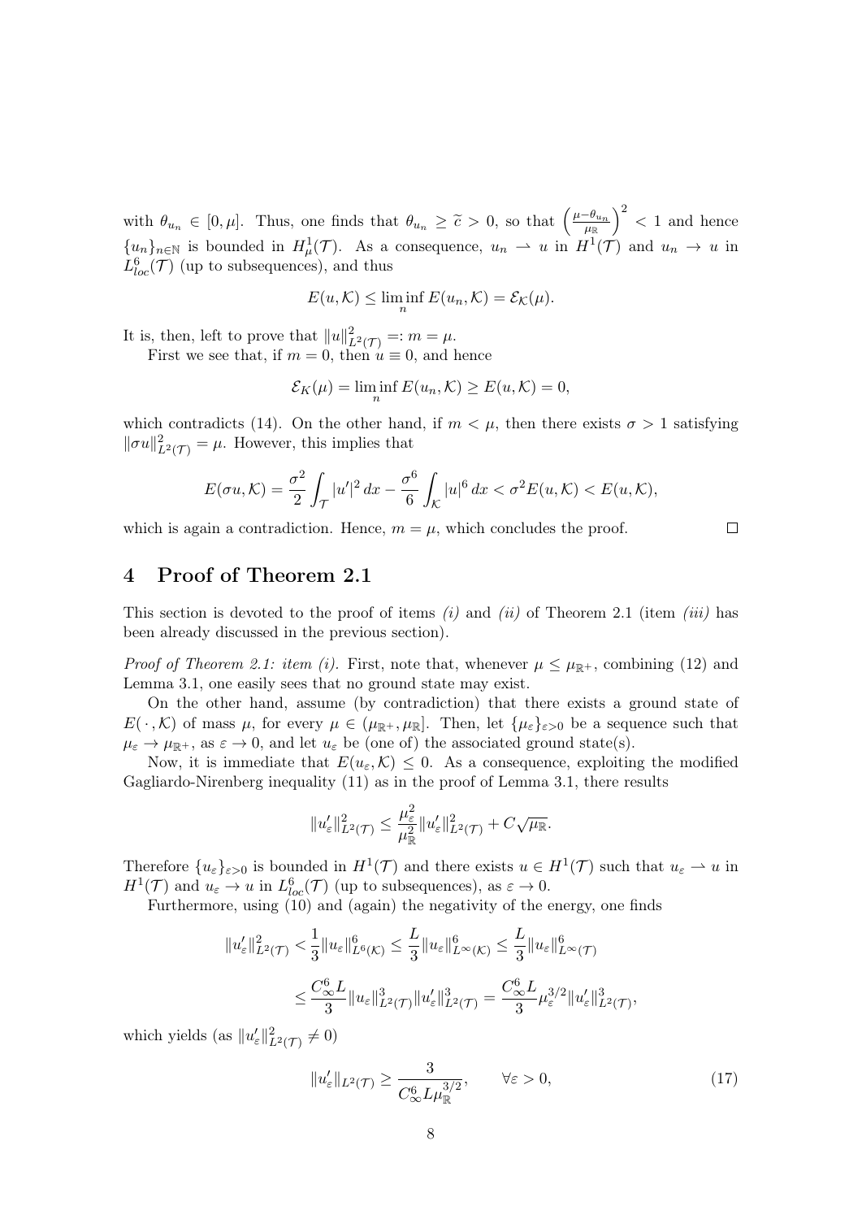with $\theta_{u_n} \in [0, \mu]$. Thus, one finds that $\theta_{u_n} \geq \widetilde{c} > 0$, so that $\left(\frac{\mu - \theta_{u_n}}{\mu_{\mathbb{R}}}\right)^2 < 1$ and hence $\{u_n\}_{n\in\mathbb{N}}$ is bounded in $H^1_\mu(\mathcal{T})$. As a consequence, $u_n \rightharpoonup u$ in $H^1(\mathcal{T})$ and $u_n \to u$ in $L^6_{loc}(\mathcal{T})$ (up to subsequences), and thus

$$E(u, \mathcal{K}) \leq \liminf_n E(u_n, \mathcal{K}) = \mathcal{E}_{\mathcal{K}}(\mu).$$

It is, then, left to prove that $\|u\|^2_{L^2(\mathcal{T})} =: m = \mu$.

First we see that, if $m = 0$, then $u \equiv 0$, and hence

$$\mathcal{E}_K(\mu) = \liminf_n E(u_n, \mathcal{K}) \geq E(u, \mathcal{K}) = 0,$$

which contradicts (14). On the other hand, if $m < \mu$, then there exists $\sigma > 1$ satisfying $\|\sigma u\|^2_{L^2(\mathcal{T})} = \mu$. However, this implies that

$$E(\sigma u, \mathcal{K}) = \frac{\sigma^2}{2}\int_{\mathcal{T}} |u'|^2\,dx - \frac{\sigma^6}{6}\int_{\mathcal{K}} |u|^6\,dx < \sigma^2 E(u, \mathcal{K}) < E(u, \mathcal{K}),$$

which is again a contradiction. Hence, $m = \mu$, which concludes the proof. $\square$

# 4 Proof of Theorem 2.1

This section is devoted to the proof of items *(i)* and *(ii)* of Theorem 2.1 (item *(iii)* has been already discussed in the previous section).

*Proof of Theorem 2.1: item (i).* First, note that, whenever $\mu \leq \mu_{\mathbb{R}^+}$, combining (12) and Lemma 3.1, one easily sees that no ground state may exist.

On the other hand, assume (by contradiction) that there exists a ground state of $E(\,\cdot\,, \mathcal{K})$ of mass $\mu$, for every $\mu \in (\mu_{\mathbb{R}^+}, \mu_{\mathbb{R}}]$. Then, let $\{\mu_\varepsilon\}_{\varepsilon>0}$ be a sequence such that $\mu_\varepsilon \to \mu_{\mathbb{R}^+}$, as $\varepsilon \to 0$, and let $u_\varepsilon$ be (one of) the associated ground state(s).

Now, it is immediate that $E(u_\varepsilon, \mathcal{K}) \leq 0$. As a consequence, exploiting the modified Gagliardo-Nirenberg inequality (11) as in the proof of Lemma 3.1, there results

$$\|u_\varepsilon'\|^2_{L^2(\mathcal{T})} \leq \frac{\mu_\varepsilon^2}{\mu_{\mathbb{R}}^2}\|u_\varepsilon'\|^2_{L^2(\mathcal{T})} + C\sqrt{\mu_{\mathbb{R}}}.$$

Therefore $\{u_\varepsilon\}_{\varepsilon>0}$ is bounded in $H^1(\mathcal{T})$ and there exists $u \in H^1(\mathcal{T})$ such that $u_\varepsilon \rightharpoonup u$ in $H^1(\mathcal{T})$ and $u_\varepsilon \to u$ in $L^6_{loc}(\mathcal{T})$ (up to subsequences), as $\varepsilon \to 0$.

Furthermore, using (10) and (again) the negativity of the energy, one finds

$$\begin{aligned}
\|u_\varepsilon'\|^2_{L^2(\mathcal{T})} &< \frac{1}{3}\|u_\varepsilon\|^6_{L^6(\mathcal{K})} \leq \frac{L}{3}\|u_\varepsilon\|^6_{L^\infty(\mathcal{K})} \leq \frac{L}{3}\|u_\varepsilon\|^6_{L^\infty(\mathcal{T})} \\
&\leq \frac{C_\infty^6 L}{3}\|u_\varepsilon\|^3_{L^2(\mathcal{T})}\|u_\varepsilon'\|^3_{L^2(\mathcal{T})} = \frac{C_\infty^6 L}{3}\mu_\varepsilon^{3/2}\|u_\varepsilon'\|^3_{L^2(\mathcal{T})},
\end{aligned}$$

which yields (as $\|u_\varepsilon'\|^2_{L^2(\mathcal{T})} \neq 0$)

$$\|u_\varepsilon'\|_{L^2(\mathcal{T})} \geq \frac{3}{C_\infty^6 L \mu_{\mathbb{R}}^{3/2}}, \qquad \forall \varepsilon > 0, \tag{17}$$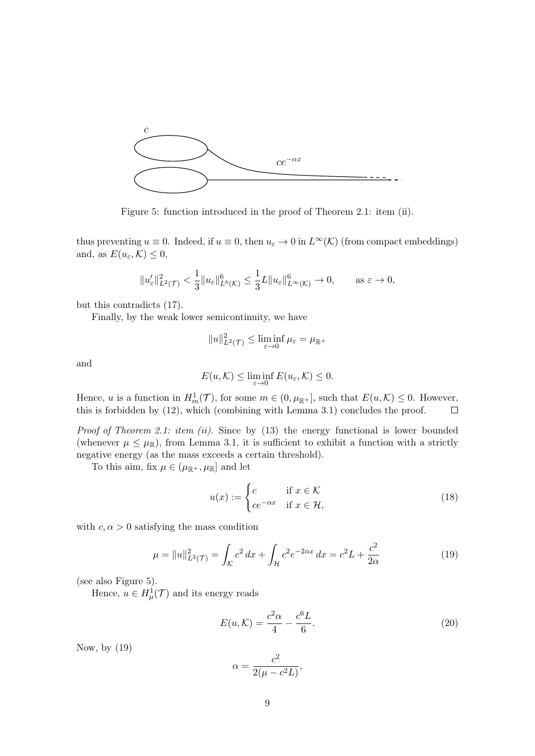Figure 5: function introduced in the proof of Theorem 2.1: item (ii).

thus preventing $u \equiv 0$. Indeed, if $u \equiv 0$, then $u_\varepsilon \to 0$ in $L^\infty(\mathcal{K})$ (from compact embeddings) and, as $E(u_\varepsilon, \mathcal{K}) \leq 0$,

$$\|u_\varepsilon'\|_{L^2(\mathcal{T})}^2 < \frac{1}{3}\|u_\varepsilon\|_{L^6(\mathcal{K})}^6 \leq \frac{1}{3}L\|u_\varepsilon\|_{L^\infty(\mathcal{K})}^6 \to 0, \qquad \text{as } \varepsilon \to 0,$$

but this contradicts (17).

Finally, by the weak lower semicontinuity, we have

$$\|u\|_{L^2(\mathcal{T})}^2 \leq \liminf_{\varepsilon \to 0} \mu_\varepsilon = \mu_{\mathbb{R}^+}$$

and

$$E(u, \mathcal{K}) \leq \liminf_{\varepsilon \to 0} E(u_\varepsilon, \mathcal{K}) \leq 0.$$

Hence, $u$ is a function in $H_m^1(\mathcal{T})$, for some $m \in (0, \mu_{\mathbb{R}^+}]$, such that $E(u, \mathcal{K}) \leq 0$. However, this is forbidden by (12), which (combining with Lemma 3.1) concludes the proof. $\square$

*Proof of Theorem 2.1: item (ii).* Since by (13) the energy functional is lower bounded (whenever $\mu \leq \mu_{\mathbb{R}}$), from Lemma 3.1, it is sufficient to exhibit a function with a strictly negative energy (as the mass exceeds a certain threshold).

To this aim, fix $\mu \in (\mu_{\mathbb{R}^+}, \mu_{\mathbb{R}}]$ and let

$$u(x) := \begin{cases} c & \text{if } x \in \mathcal{K} \\ ce^{-\alpha x} & \text{if } x \in \mathcal{H}, \end{cases} \tag{18}$$

with $c, \alpha > 0$ satisfying the mass condition

$$\mu = \|u\|_{L^2(\mathcal{T})}^2 = \int_{\mathcal{K}} c^2 \, dx + \int_{\mathcal{H}} c^2 e^{-2\alpha x} \, dx = c^2 L + \frac{c^2}{2\alpha} \tag{19}$$

(see also Figure 5).

Hence, $u \in H_\mu^1(\mathcal{T})$ and its energy reads

$$E(u, \mathcal{K}) = \frac{c^2 \alpha}{4} - \frac{c^6 L}{6}. \tag{20}$$

Now, by (19)

$$\alpha = \frac{c^2}{2(\mu - c^2 L)},$$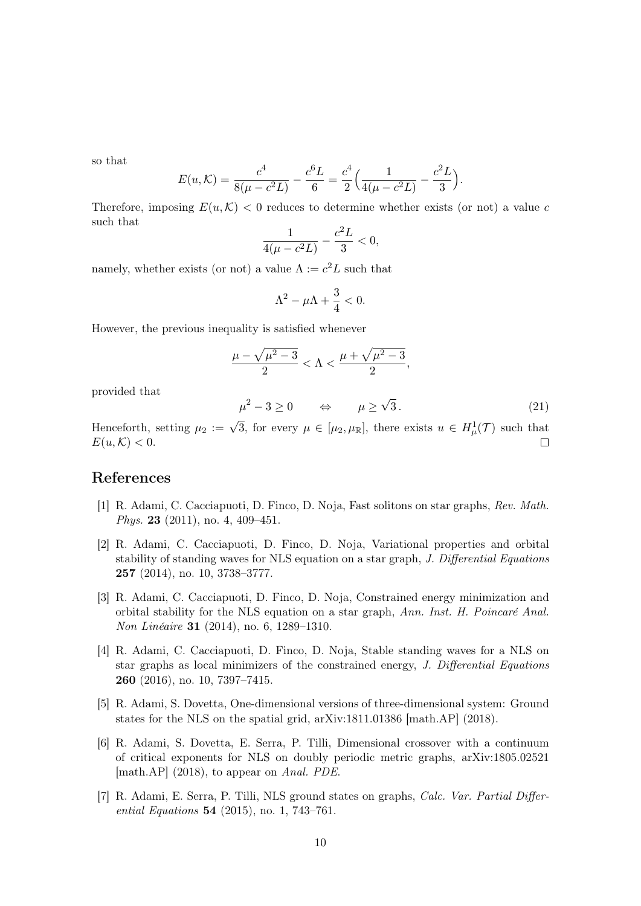so that

$$E(u, \mathcal{K}) = \frac{c^4}{8(\mu - c^2 L)} - \frac{c^6 L}{6} = \frac{c^4}{2}\Big(\frac{1}{4(\mu - c^2 L)} - \frac{c^2 L}{3}\Big).$$

Therefore, imposing $E(u, \mathcal{K}) < 0$ reduces to determine whether exists (or not) a value $c$ such that

$$\frac{1}{4(\mu - c^2 L)} - \frac{c^2 L}{3} < 0,$$

namely, whether exists (or not) a value $\Lambda := c^2 L$ such that

$$\Lambda^2 - \mu\Lambda + \frac{3}{4} < 0.$$

However, the previous inequality is satisfied whenever

$$\frac{\mu - \sqrt{\mu^2 - 3}}{2} < \Lambda < \frac{\mu + \sqrt{\mu^2 - 3}}{2},$$

provided that

$$\mu^2 - 3 \geq 0 \qquad \Leftrightarrow \qquad \mu \geq \sqrt{3}\,. \tag{21}$$

Henceforth, setting $\mu_2 := \sqrt{3}$, for every $\mu \in [\mu_2, \mu_{\mathbb{R}}]$, there exists $u \in H^1_\mu(\mathcal{T})$ such that $E(u, \mathcal{K}) < 0$. $\square$

## References

[1] R. Adami, C. Cacciapuoti, D. Finco, D. Noja, Fast solitons on star graphs, *Rev. Math. Phys.* **23** (2011), no. 4, 409–451.

[2] R. Adami, C. Cacciapuoti, D. Finco, D. Noja, Variational properties and orbital stability of standing waves for NLS equation on a star graph, *J. Differential Equations* **257** (2014), no. 10, 3738–3777.

[3] R. Adami, C. Cacciapuoti, D. Finco, D. Noja, Constrained energy minimization and orbital stability for the NLS equation on a star graph, *Ann. Inst. H. Poincaré Anal. Non Linéaire* **31** (2014), no. 6, 1289–1310.

[4] R. Adami, C. Cacciapuoti, D. Finco, D. Noja, Stable standing waves for a NLS on star graphs as local minimizers of the constrained energy, *J. Differential Equations* **260** (2016), no. 10, 7397–7415.

[5] R. Adami, S. Dovetta, One-dimensional versions of three-dimensional system: Ground states for the NLS on the spatial grid, arXiv:1811.01386 [math.AP] (2018).

[6] R. Adami, S. Dovetta, E. Serra, P. Tilli, Dimensional crossover with a continuum of critical exponents for NLS on doubly periodic metric graphs, arXiv:1805.02521 [math.AP] (2018), to appear on *Anal. PDE*.

[7] R. Adami, E. Serra, P. Tilli, NLS ground states on graphs, *Calc. Var. Partial Differential Equations* **54** (2015), no. 1, 743–761.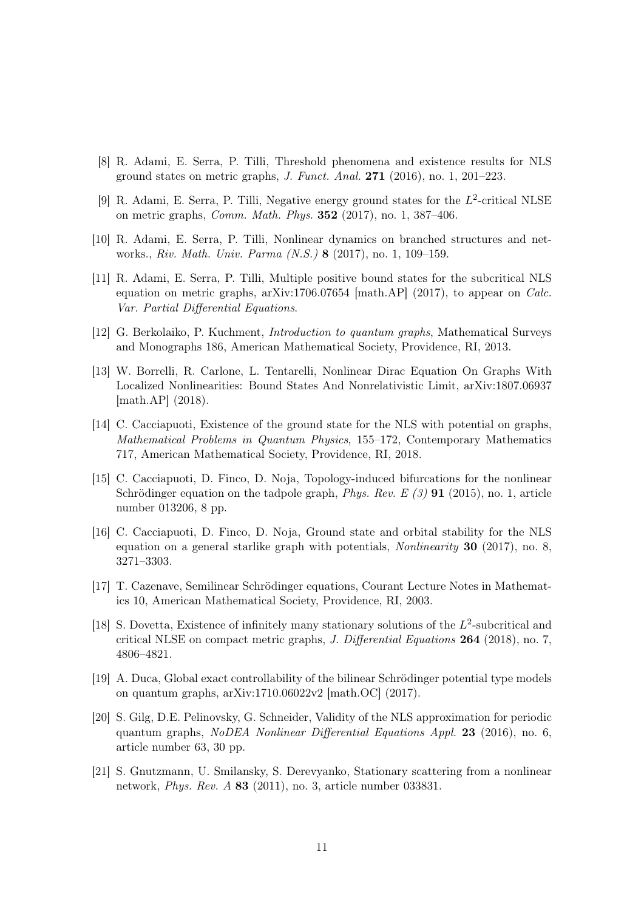[8] R. Adami, E. Serra, P. Tilli, Threshold phenomena and existence results for NLS ground states on metric graphs, *J. Funct. Anal.* **271** (2016), no. 1, 201–223.

[9] R. Adami, E. Serra, P. Tilli, Negative energy ground states for the $L^2$-critical NLSE on metric graphs, *Comm. Math. Phys.* **352** (2017), no. 1, 387–406.

[10] R. Adami, E. Serra, P. Tilli, Nonlinear dynamics on branched structures and networks., *Riv. Math. Univ. Parma (N.S.)* **8** (2017), no. 1, 109–159.

[11] R. Adami, E. Serra, P. Tilli, Multiple positive bound states for the subcritical NLS equation on metric graphs, arXiv:1706.07654 [math.AP] (2017), to appear on *Calc. Var. Partial Differential Equations*.

[12] G. Berkolaiko, P. Kuchment, *Introduction to quantum graphs*, Mathematical Surveys and Monographs 186, American Mathematical Society, Providence, RI, 2013.

[13] W. Borrelli, R. Carlone, L. Tentarelli, Nonlinear Dirac Equation On Graphs With Localized Nonlinearities: Bound States And Nonrelativistic Limit, arXiv:1807.06937 [math.AP] (2018).

[14] C. Cacciapuoti, Existence of the ground state for the NLS with potential on graphs, *Mathematical Problems in Quantum Physics*, 155–172, Contemporary Mathematics 717, American Mathematical Society, Providence, RI, 2018.

[15] C. Cacciapuoti, D. Finco, D. Noja, Topology-induced bifurcations for the nonlinear Schrödinger equation on the tadpole graph, *Phys. Rev. E (3)* **91** (2015), no. 1, article number 013206, 8 pp.

[16] C. Cacciapuoti, D. Finco, D. Noja, Ground state and orbital stability for the NLS equation on a general starlike graph with potentials, *Nonlinearity* **30** (2017), no. 8, 3271–3303.

[17] T. Cazenave, Semilinear Schrödinger equations, Courant Lecture Notes in Mathematics 10, American Mathematical Society, Providence, RI, 2003.

[18] S. Dovetta, Existence of infinitely many stationary solutions of the $L^2$-subcritical and critical NLSE on compact metric graphs, *J. Differential Equations* **264** (2018), no. 7, 4806–4821.

[19] A. Duca, Global exact controllability of the bilinear Schrödinger potential type models on quantum graphs, arXiv:1710.06022v2 [math.OC] (2017).

[20] S. Gilg, D.E. Pelinovsky, G. Schneider, Validity of the NLS approximation for periodic quantum graphs, *NoDEA Nonlinear Differential Equations Appl.* **23** (2016), no. 6, article number 63, 30 pp.

[21] S. Gnutzmann, U. Smilansky, S. Derevyanko, Stationary scattering from a nonlinear network, *Phys. Rev. A* **83** (2011), no. 3, article number 033831.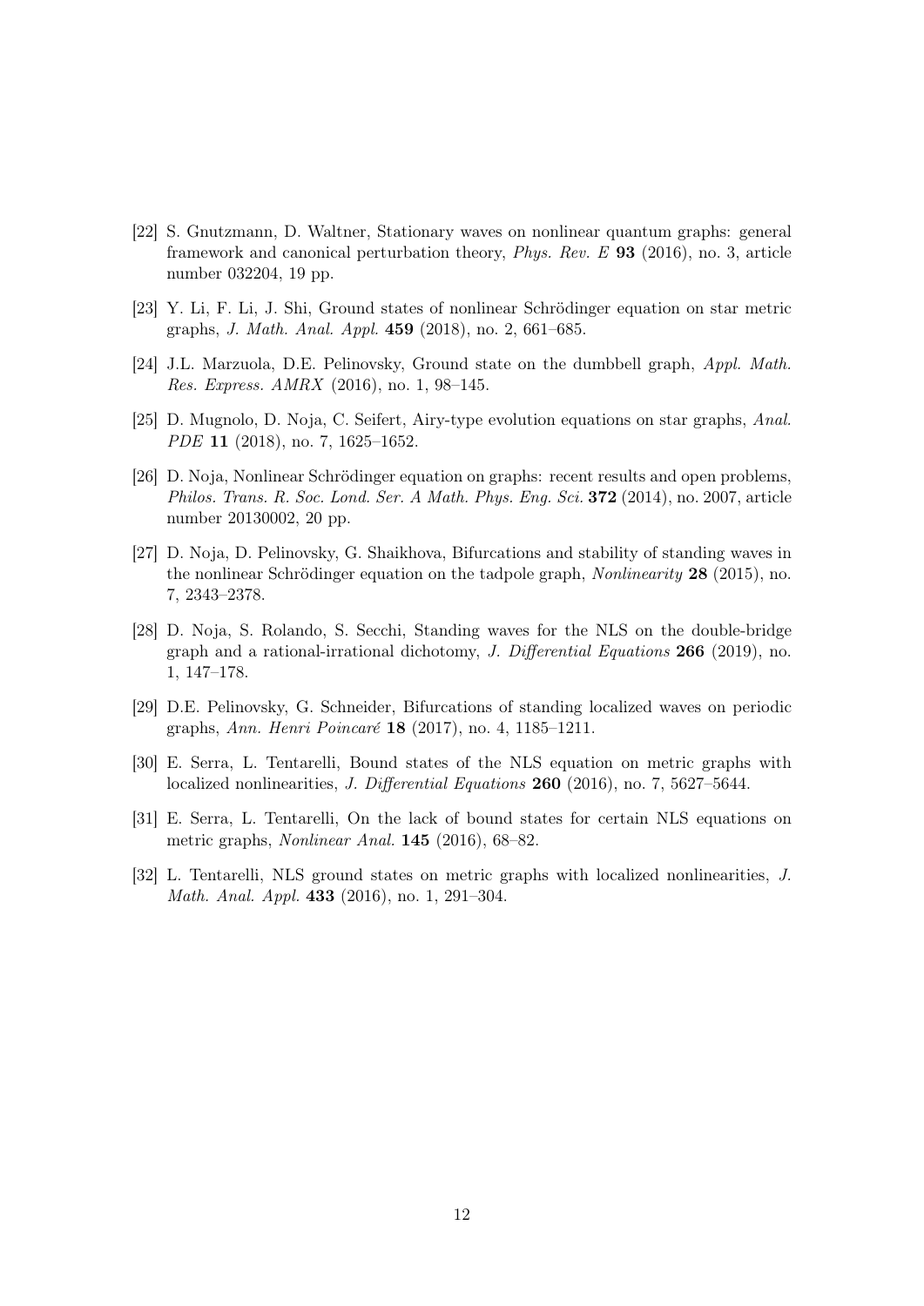[22] S. Gnutzmann, D. Waltner, Stationary waves on nonlinear quantum graphs: general framework and canonical perturbation theory, *Phys. Rev. E* **93** (2016), no. 3, article number 032204, 19 pp.

[23] Y. Li, F. Li, J. Shi, Ground states of nonlinear Schrödinger equation on star metric graphs, *J. Math. Anal. Appl.* **459** (2018), no. 2, 661–685.

[24] J.L. Marzuola, D.E. Pelinovsky, Ground state on the dumbbell graph, *Appl. Math. Res. Express. AMRX* (2016), no. 1, 98–145.

[25] D. Mugnolo, D. Noja, C. Seifert, Airy-type evolution equations on star graphs, *Anal. PDE* **11** (2018), no. 7, 1625–1652.

[26] D. Noja, Nonlinear Schrödinger equation on graphs: recent results and open problems, *Philos. Trans. R. Soc. Lond. Ser. A Math. Phys. Eng. Sci.* **372** (2014), no. 2007, article number 20130002, 20 pp.

[27] D. Noja, D. Pelinovsky, G. Shaikhova, Bifurcations and stability of standing waves in the nonlinear Schrödinger equation on the tadpole graph, *Nonlinearity* **28** (2015), no. 7, 2343–2378.

[28] D. Noja, S. Rolando, S. Secchi, Standing waves for the NLS on the double-bridge graph and a rational-irrational dichotomy, *J. Differential Equations* **266** (2019), no. 1, 147–178.

[29] D.E. Pelinovsky, G. Schneider, Bifurcations of standing localized waves on periodic graphs, *Ann. Henri Poincaré* **18** (2017), no. 4, 1185–1211.

[30] E. Serra, L. Tentarelli, Bound states of the NLS equation on metric graphs with localized nonlinearities, *J. Differential Equations* **260** (2016), no. 7, 5627–5644.

[31] E. Serra, L. Tentarelli, On the lack of bound states for certain NLS equations on metric graphs, *Nonlinear Anal.* **145** (2016), 68–82.

[32] L. Tentarelli, NLS ground states on metric graphs with localized nonlinearities, *J. Math. Anal. Appl.* **433** (2016), no. 1, 291–304.